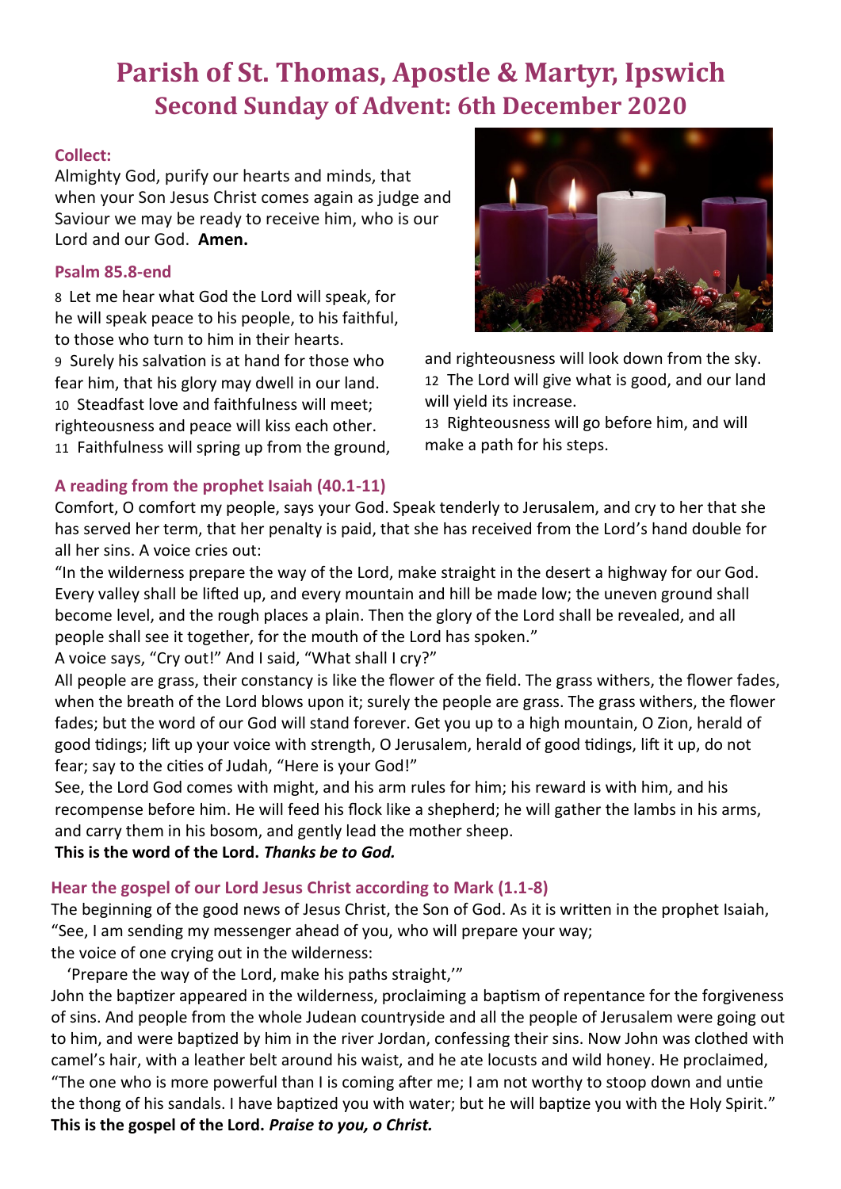# Parish of St. Thomas, Apostle & Martyr, Ipswich
## Second Sunday of Advent: 6th December 2020

### Collect:

Almighty God, purify our hearts and minds, that when your Son Jesus Christ comes again as judge and Saviour we may be ready to receive him, who is our Lord and our God. **Amen.**

### Psalm 85.8-end

8 Let me hear what God the Lord will speak, for he will speak peace to his people, to his faithful, to those who turn to him in their hearts.
9 Surely his salvation is at hand for those who fear him, that his glory may dwell in our land.
10 Steadfast love and faithfulness will meet; righteousness and peace will kiss each other.
11 Faithfulness will spring up from the ground, and righteousness will look down from the sky.
12 The Lord will give what is good, and our land will yield its increase.
13 Righteousness will go before him, and will make a path for his steps.

### A reading from the prophet Isaiah (40.1-11)

Comfort, O comfort my people, says your God. Speak tenderly to Jerusalem, and cry to her that she has served her term, that her penalty is paid, that she has received from the Lord's hand double for all her sins. A voice cries out:

"In the wilderness prepare the way of the Lord, make straight in the desert a highway for our God. Every valley shall be lifted up, and every mountain and hill be made low; the uneven ground shall become level, and the rough places a plain. Then the glory of the Lord shall be revealed, and all people shall see it together, for the mouth of the Lord has spoken."

A voice says, "Cry out!" And I said, "What shall I cry?"

All people are grass, their constancy is like the flower of the field. The grass withers, the flower fades, when the breath of the Lord blows upon it; surely the people are grass. The grass withers, the flower fades; but the word of our God will stand forever. Get you up to a high mountain, O Zion, herald of good tidings; lift up your voice with strength, O Jerusalem, herald of good tidings, lift it up, do not fear; say to the cities of Judah, "Here is your God!"

See, the Lord God comes with might, and his arm rules for him; his reward is with him, and his recompense before him. He will feed his flock like a shepherd; he will gather the lambs in his arms, and carry them in his bosom, and gently lead the mother sheep.

**This is the word of the Lord. *Thanks be to God.***

### Hear the gospel of our Lord Jesus Christ according to Mark (1.1-8)

The beginning of the good news of Jesus Christ, the Son of God. As it is written in the prophet Isaiah,
"See, I am sending my messenger ahead of you, who will prepare your way;
the voice of one crying out in the wilderness:
'Prepare the way of the Lord, make his paths straight,'"

John the baptizer appeared in the wilderness, proclaiming a baptism of repentance for the forgiveness of sins. And people from the whole Judean countryside and all the people of Jerusalem were going out to him, and were baptized by him in the river Jordan, confessing their sins. Now John was clothed with camel's hair, with a leather belt around his waist, and he ate locusts and wild honey. He proclaimed, "The one who is more powerful than I is coming after me; I am not worthy to stoop down and untie the thong of his sandals. I have baptized you with water; but he will baptize you with the Holy Spirit."

**This is the gospel of the Lord. *Praise to you, o Christ.***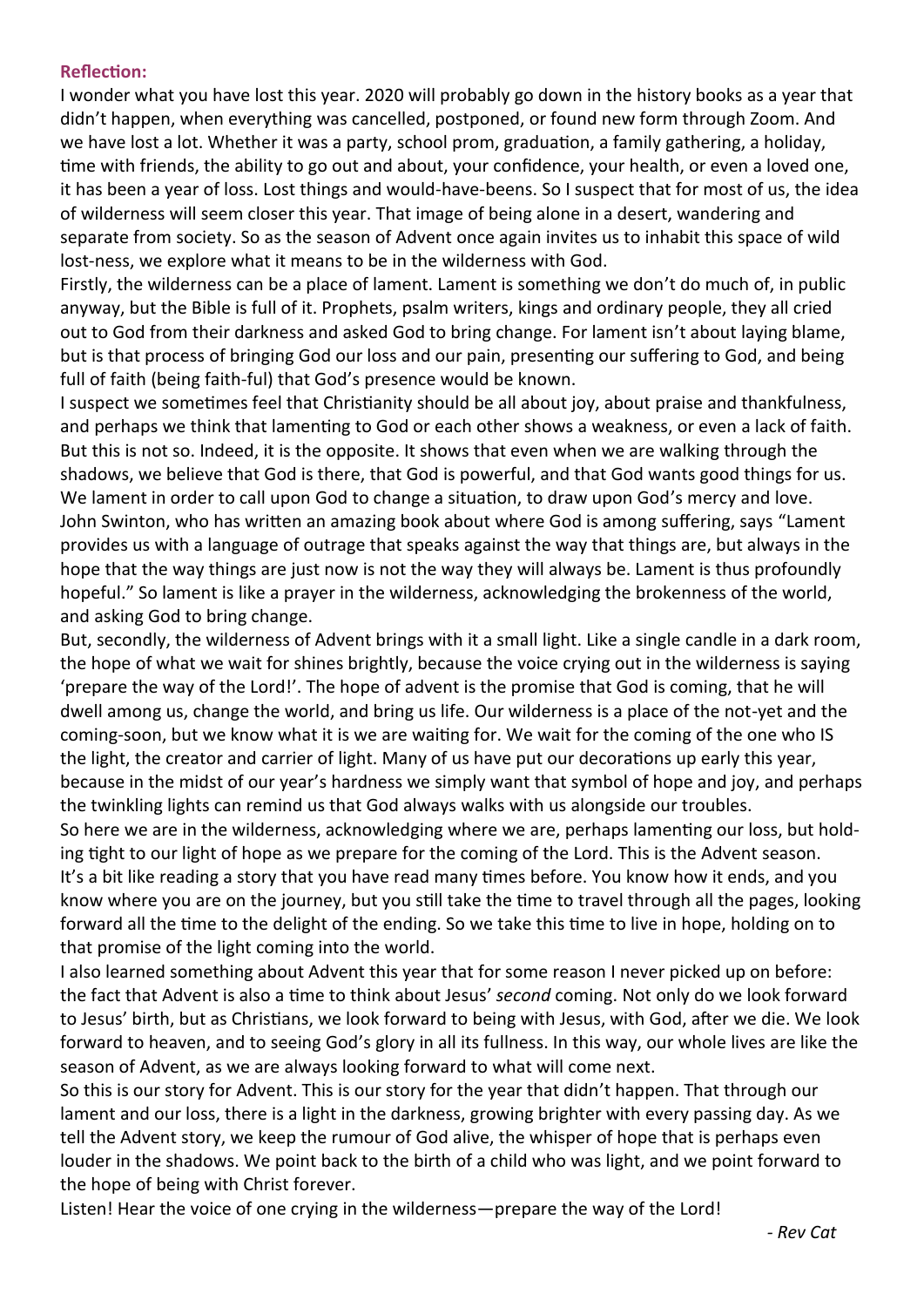**Reflection:**

I wonder what you have lost this year. 2020 will probably go down in the history books as a year that didn't happen, when everything was cancelled, postponed, or found new form through Zoom. And we have lost a lot. Whether it was a party, school prom, graduation, a family gathering, a holiday, time with friends, the ability to go out and about, your confidence, your health, or even a loved one, it has been a year of loss. Lost things and would-have-beens. So I suspect that for most of us, the idea of wilderness will seem closer this year. That image of being alone in a desert, wandering and separate from society. So as the season of Advent once again invites us to inhabit this space of wild lost-ness, we explore what it means to be in the wilderness with God.

Firstly, the wilderness can be a place of lament. Lament is something we don't do much of, in public anyway, but the Bible is full of it. Prophets, psalm writers, kings and ordinary people, they all cried out to God from their darkness and asked God to bring change. For lament isn't about laying blame, but is that process of bringing God our loss and our pain, presenting our suffering to God, and being full of faith (being faith-ful) that God's presence would be known.

I suspect we sometimes feel that Christianity should be all about joy, about praise and thankfulness, and perhaps we think that lamenting to God or each other shows a weakness, or even a lack of faith. But this is not so. Indeed, it is the opposite. It shows that even when we are walking through the shadows, we believe that God is there, that God is powerful, and that God wants good things for us. We lament in order to call upon God to change a situation, to draw upon God's mercy and love. John Swinton, who has written an amazing book about where God is among suffering, says "Lament provides us with a language of outrage that speaks against the way that things are, but always in the hope that the way things are just now is not the way they will always be. Lament is thus profoundly hopeful." So lament is like a prayer in the wilderness, acknowledging the brokenness of the world, and asking God to bring change.

But, secondly, the wilderness of Advent brings with it a small light. Like a single candle in a dark room, the hope of what we wait for shines brightly, because the voice crying out in the wilderness is saying 'prepare the way of the Lord!'. The hope of advent is the promise that God is coming, that he will dwell among us, change the world, and bring us life. Our wilderness is a place of the not-yet and the coming-soon, but we know what it is we are waiting for. We wait for the coming of the one who IS the light, the creator and carrier of light. Many of us have put our decorations up early this year, because in the midst of our year's hardness we simply want that symbol of hope and joy, and perhaps the twinkling lights can remind us that God always walks with us alongside our troubles.

So here we are in the wilderness, acknowledging where we are, perhaps lamenting our loss, but holding tight to our light of hope as we prepare for the coming of the Lord. This is the Advent season. It's a bit like reading a story that you have read many times before. You know how it ends, and you know where you are on the journey, but you still take the time to travel through all the pages, looking forward all the time to the delight of the ending. So we take this time to live in hope, holding on to that promise of the light coming into the world.

I also learned something about Advent this year that for some reason I never picked up on before: the fact that Advent is also a time to think about Jesus' *second* coming. Not only do we look forward to Jesus' birth, but as Christians, we look forward to being with Jesus, with God, after we die. We look forward to heaven, and to seeing God's glory in all its fullness. In this way, our whole lives are like the season of Advent, as we are always looking forward to what will come next.

So this is our story for Advent. This is our story for the year that didn't happen. That through our lament and our loss, there is a light in the darkness, growing brighter with every passing day. As we tell the Advent story, we keep the rumour of God alive, the whisper of hope that is perhaps even louder in the shadows. We point back to the birth of a child who was light, and we point forward to the hope of being with Christ forever.

Listen! Hear the voice of one crying in the wilderness—prepare the way of the Lord!

*- Rev Cat*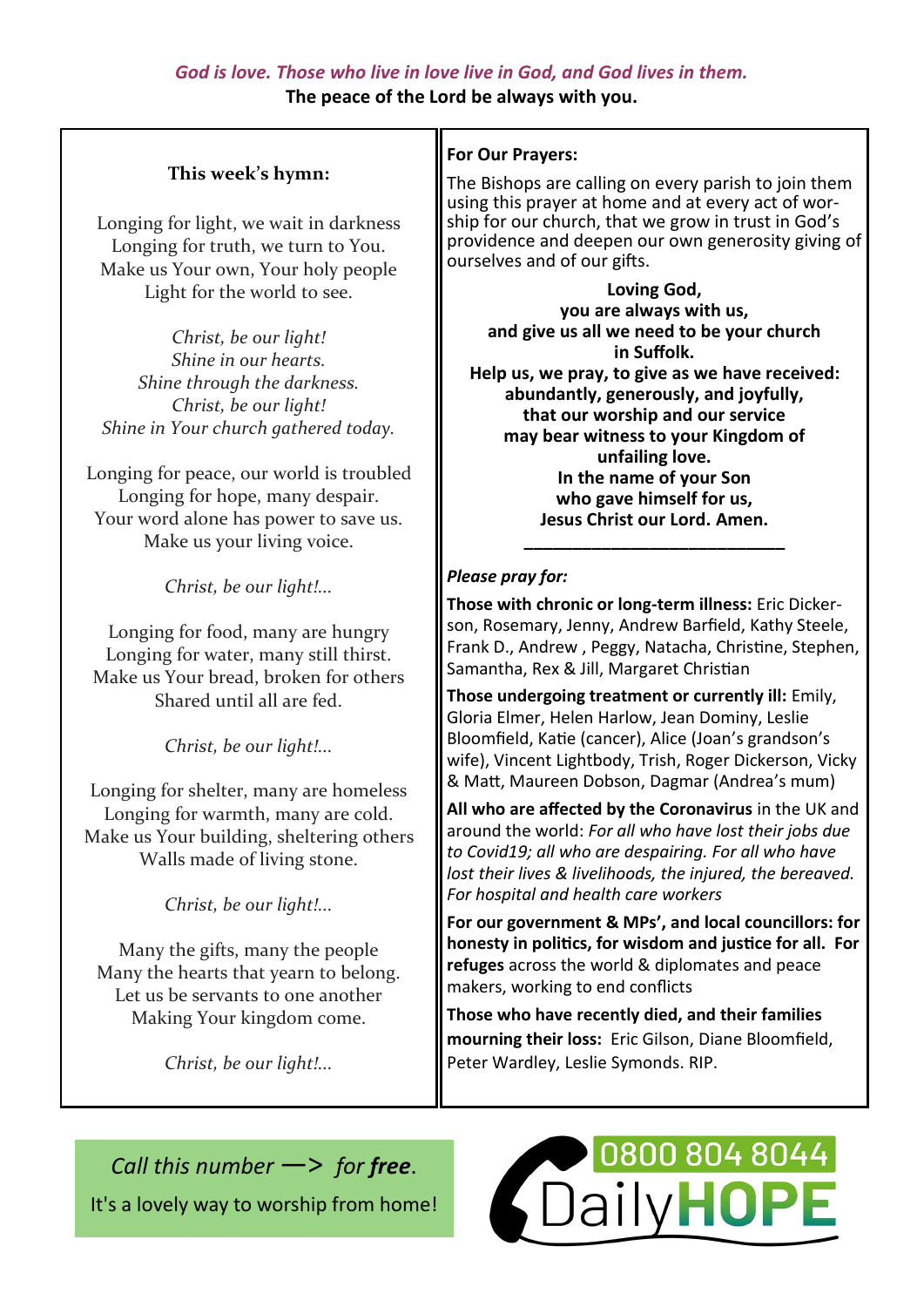*God is love. Those who live in love live in God, and God lives in them.*

**The peace of the Lord be always with you.**

### This week's hymn:

Longing for light, we wait in darkness
Longing for truth, we turn to You.
Make us Your own, Your holy people
Light for the world to see.

*Christ, be our light!*
*Shine in our hearts.*
*Shine through the darkness.*
*Christ, be our light!*
*Shine in Your church gathered today.*

Longing for peace, our world is troubled
Longing for hope, many despair.
Your word alone has power to save us.
Make us your living voice.

*Christ, be our light!...*

Longing for food, many are hungry
Longing for water, many still thirst.
Make us Your bread, broken for others
Shared until all are fed.

*Christ, be our light!...*

Longing for shelter, many are homeless
Longing for warmth, many are cold.
Make us Your building, sheltering others
Walls made of living stone.

*Christ, be our light!...*

Many the gifts, many the people
Many the hearts that yearn to belong.
Let us be servants to one another
Making Your kingdom come.

*Christ, be our light!...*

### For Our Prayers:

The Bishops are calling on every parish to join them using this prayer at home and at every act of worship for our church, that we grow in trust in God's providence and deepen our own generosity giving of ourselves and of our gifts.

**Loving God,**
**you are always with us,**
**and give us all we need to be your church**
**in Suffolk.**
**Help us, we pray, to give as we have received:**
**abundantly, generously, and joyfully,**
**that our worship and our service**
**may bear witness to your Kingdom of**
**unfailing love.**
**In the name of your Son**
**who gave himself for us,**
**Jesus Christ our Lord. Amen.**

---

***Please pray for:***

**Those with chronic or long-term illness:** Eric Dickerson, Rosemary, Jenny, Andrew Barfield, Kathy Steele, Frank D., Andrew , Peggy, Natacha, Christine, Stephen, Samantha, Rex & Jill, Margaret Christian

**Those undergoing treatment or currently ill:** Emily, Gloria Elmer, Helen Harlow, Jean Dominy, Leslie Bloomfield, Katie (cancer), Alice (Joan's grandson's wife), Vincent Lightbody, Trish, Roger Dickerson, Vicky & Matt, Maureen Dobson, Dagmar (Andrea's mum)

**All who are affected by the Coronavirus** in the UK and around the world: *For all who have lost their jobs due to Covid19; all who are despairing. For all who have lost their lives & livelihoods, the injured, the bereaved. For hospital and health care workers*

**For our government & MPs', and local councillors: for honesty in politics, for wisdom and justice for all. For refuges** across the world & diplomates and peace makers, working to end conflicts

**Those who have recently died, and their families mourning their loss:** Eric Gilson, Diane Bloomfield, Peter Wardley, Leslie Symonds. RIP.

*Call this number —> for **free**.*

It's a lovely way to worship from home!

0800 804 8044

Daily**HOPE**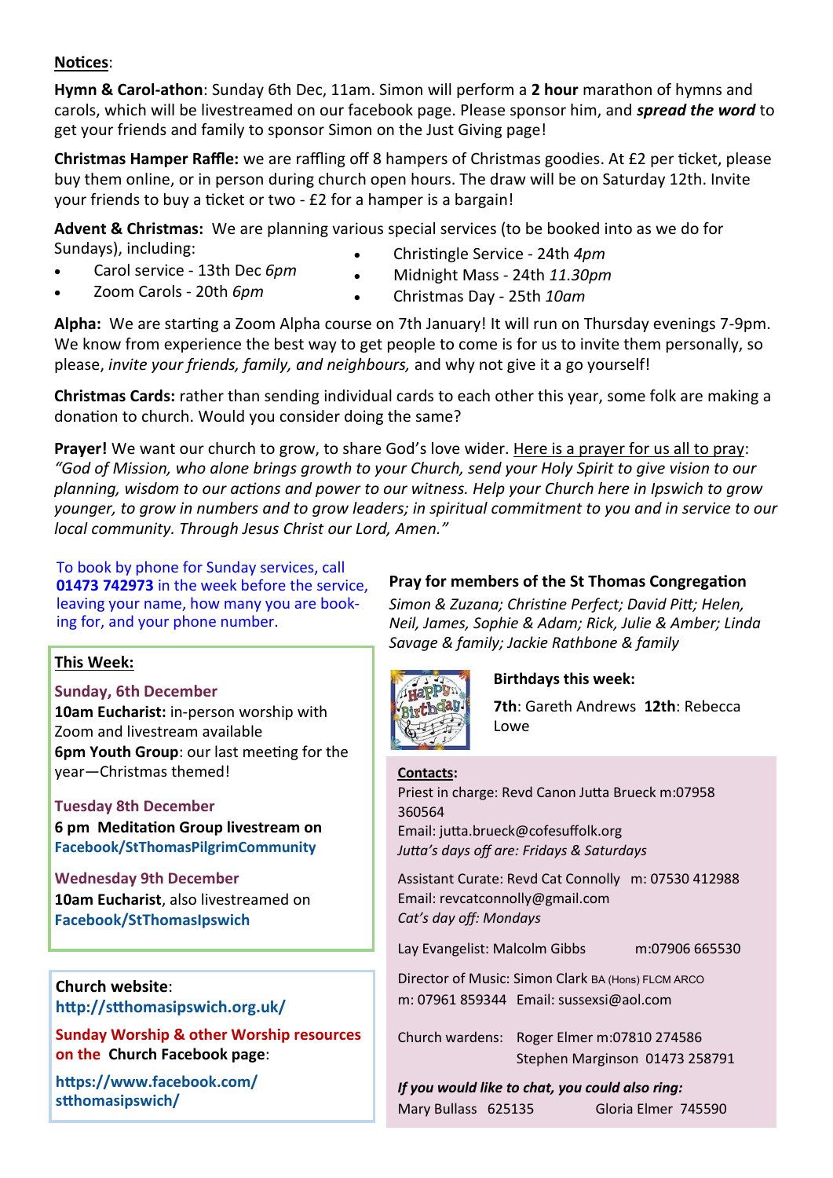**Notices**:

**Hymn & Carol-athon**: Sunday 6th Dec, 11am. Simon will perform a **2 hour** marathon of hymns and carols, which will be livestreamed on our facebook page. Please sponsor him, and ***spread the word*** to get your friends and family to sponsor Simon on the Just Giving page!

**Christmas Hamper Raffle:** we are raffling off 8 hampers of Christmas goodies. At £2 per ticket, please buy them online, or in person during church open hours. The draw will be on Saturday 12th. Invite your friends to buy a ticket or two - £2 for a hamper is a bargain!

**Advent & Christmas:** We are planning various special services (to be booked into as we do for Sundays), including:

- Carol service - 13th Dec *6pm*
- Zoom Carols - 20th *6pm*
- Christingle Service - 24th *4pm*
- Midnight Mass - 24th *11.30pm*
- Christmas Day - 25th *10am*

**Alpha:** We are starting a Zoom Alpha course on 7th January! It will run on Thursday evenings 7-9pm. We know from experience the best way to get people to come is for us to invite them personally, so please, *invite your friends, family, and neighbours,* and why not give it a go yourself!

**Christmas Cards:** rather than sending individual cards to each other this year, some folk are making a donation to church. Would you consider doing the same?

**Prayer!** We want our church to grow, to share God's love wider. Here is a prayer for us all to pray: *"God of Mission, who alone brings growth to your Church, send your Holy Spirit to give vision to our planning, wisdom to our actions and power to our witness. Help your Church here in Ipswich to grow younger, to grow in numbers and to grow leaders; in spiritual commitment to you and in service to our local community. Through Jesus Christ our Lord, Amen."*

To book by phone for Sunday services, call **01473 742973** in the week before the service, leaving your name, how many you are booking for, and your phone number.

**This Week:**

**Sunday, 6th December**
**10am Eucharist:** in-person worship with Zoom and livestream available
**6pm Youth Group**: our last meeting for the year—Christmas themed!

**Tuesday 8th December**
**6 pm Meditation Group livestream on Facebook/StThomasPilgrimCommunity**

**Wednesday 9th December**
**10am Eucharist**, also livestreamed on **Facebook/StThomasIpswich**

**Church website**:
**http://stthomasipswich.org.uk/**

**Sunday Worship & other Worship resources on the Church Facebook page**:

**https://www.facebook.com/stthomasipswich/**

**Pray for members of the St Thomas Congregation**

*Simon & Zuzana; Christine Perfect; David Pitt; Helen, Neil, James, Sophie & Adam; Rick, Julie & Amber; Linda Savage & family; Jackie Rathbone & family*

**Birthdays this week:**

**7th**: Gareth Andrews **12th**: Rebecca Lowe

**Contacts:**

Priest in charge: Revd Canon Jutta Brueck m:07958 360564
Email: jutta.brueck@cofesuffolk.org
*Jutta's days off are: Fridays & Saturdays*

Assistant Curate: Revd Cat Connolly m: 07530 412988
Email: revcatconnolly@gmail.com
*Cat's day off: Mondays*

Lay Evangelist: Malcolm Gibbs m:07906 665530

Director of Music: Simon Clark BA (Hons) FLCM ARCO
m: 07961 859344 Email: sussexsi@aol.com

Church wardens: Roger Elmer m:07810 274586
Stephen Marginson 01473 258791

***If you would like to chat, you could also ring:***
Mary Bullass 625135 Gloria Elmer 745590